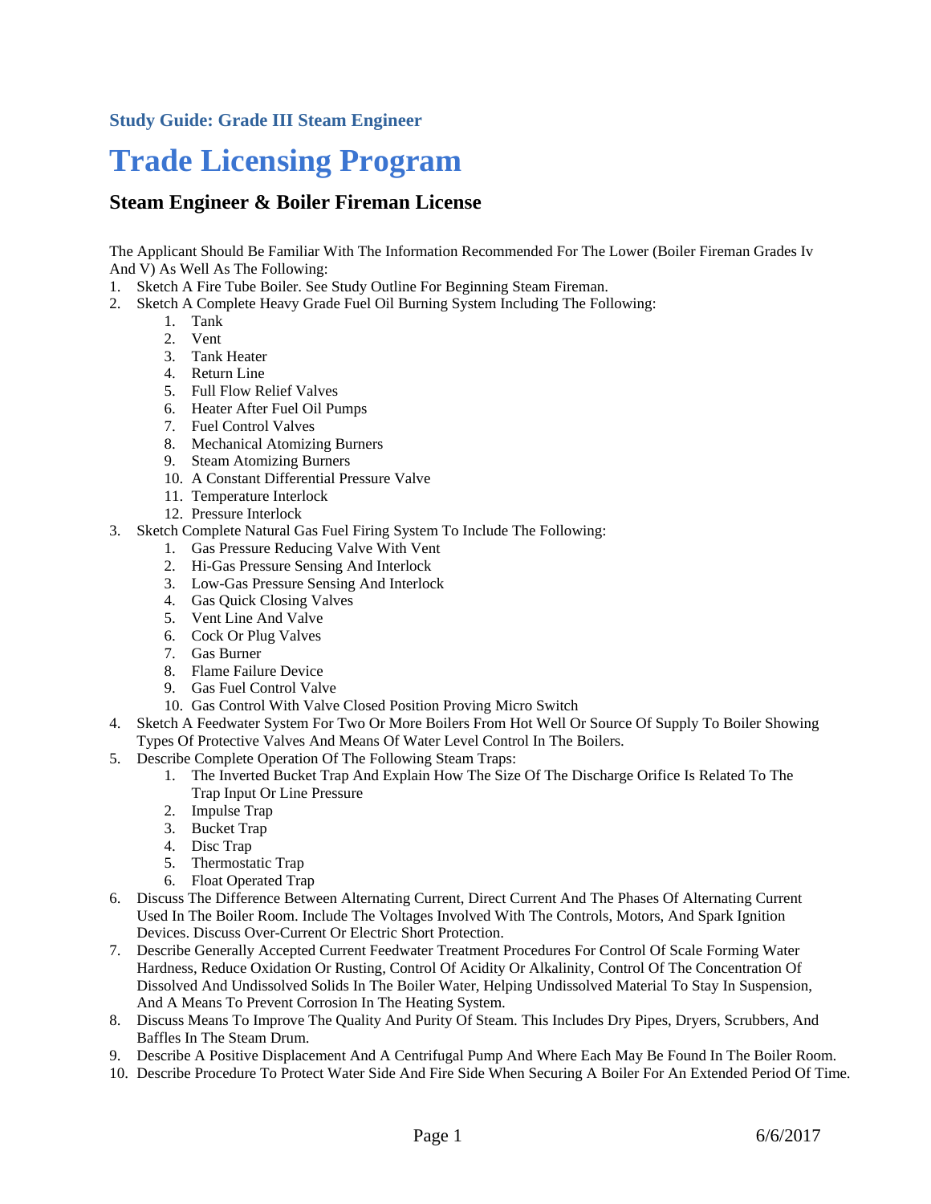### Study Guide: Grade III Steam Engineer

# Trade Licensing Program

## Steam Engineer & Boiler Fireman License

The Applicant Should Be Familiar With The Information Recommended For The Lower (Boiler Fireman Grades Iv And V) As Well As The Following:

1. Sketch A Fire Tube Boiler. See Study Outline For Beginning Steam Fireman.
2. Sketch A Complete Heavy Grade Fuel Oil Burning System Including The Following:
    1. Tank
    2. Vent
    3. Tank Heater
    4. Return Line
    5. Full Flow Relief Valves
    6. Heater After Fuel Oil Pumps
    7. Fuel Control Valves
    8. Mechanical Atomizing Burners
    9. Steam Atomizing Burners
    10. A Constant Differential Pressure Valve
    11. Temperature Interlock
    12. Pressure Interlock
3. Sketch Complete Natural Gas Fuel Firing System To Include The Following:
    1. Gas Pressure Reducing Valve With Vent
    2. Hi-Gas Pressure Sensing And Interlock
    3. Low-Gas Pressure Sensing And Interlock
    4. Gas Quick Closing Valves
    5. Vent Line And Valve
    6. Cock Or Plug Valves
    7. Gas Burner
    8. Flame Failure Device
    9. Gas Fuel Control Valve
    10. Gas Control With Valve Closed Position Proving Micro Switch
4. Sketch A Feedwater System For Two Or More Boilers From Hot Well Or Source Of Supply To Boiler Showing Types Of Protective Valves And Means Of Water Level Control In The Boilers.
5. Describe Complete Operation Of The Following Steam Traps:
    1. The Inverted Bucket Trap And Explain How The Size Of The Discharge Orifice Is Related To The Trap Input Or Line Pressure
    2. Impulse Trap
    3. Bucket Trap
    4. Disc Trap
    5. Thermostatic Trap
    6. Float Operated Trap
6. Discuss The Difference Between Alternating Current, Direct Current And The Phases Of Alternating Current Used In The Boiler Room. Include The Voltages Involved With The Controls, Motors, And Spark Ignition Devices. Discuss Over-Current Or Electric Short Protection.
7. Describe Generally Accepted Current Feedwater Treatment Procedures For Control Of Scale Forming Water Hardness, Reduce Oxidation Or Rusting, Control Of Acidity Or Alkalinity, Control Of The Concentration Of Dissolved And Undissolved Solids In The Boiler Water, Helping Undissolved Material To Stay In Suspension, And A Means To Prevent Corrosion In The Heating System.
8. Discuss Means To Improve The Quality And Purity Of Steam. This Includes Dry Pipes, Dryers, Scrubbers, And Baffles In The Steam Drum.
9. Describe A Positive Displacement And A Centrifugal Pump And Where Each May Be Found In The Boiler Room.
10. Describe Procedure To Protect Water Side And Fire Side When Securing A Boiler For An Extended Period Of Time.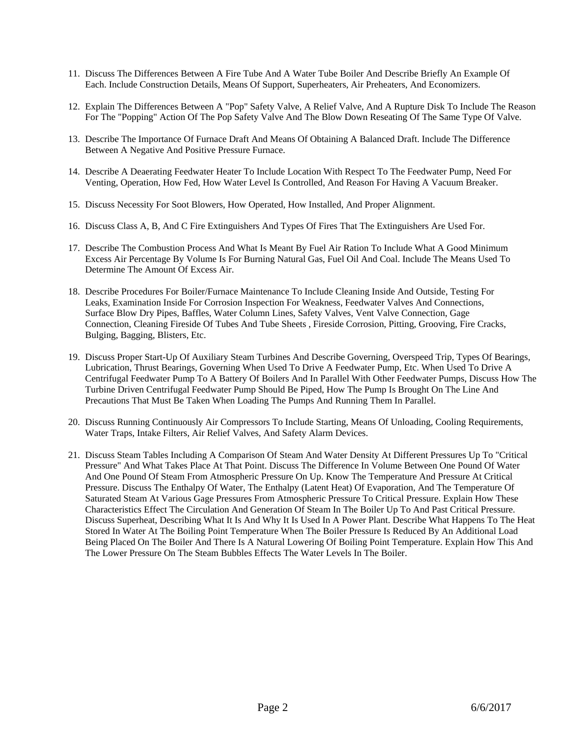11. Discuss The Differences Between A Fire Tube And A Water Tube Boiler And Describe Briefly An Example Of Each. Include Construction Details, Means Of Support, Superheaters, Air Preheaters, And Economizers.

12. Explain The Differences Between A "Pop" Safety Valve, A Relief Valve, And A Rupture Disk To Include The Reason For The "Popping" Action Of The Pop Safety Valve And The Blow Down Reseating Of The Same Type Of Valve.

13. Describe The Importance Of Furnace Draft And Means Of Obtaining A Balanced Draft. Include The Difference Between A Negative And Positive Pressure Furnace.

14. Describe A Deaerating Feedwater Heater To Include Location With Respect To The Feedwater Pump, Need For Venting, Operation, How Fed, How Water Level Is Controlled, And Reason For Having A Vacuum Breaker.

15. Discuss Necessity For Soot Blowers, How Operated, How Installed, And Proper Alignment.

16. Discuss Class A, B, And C Fire Extinguishers And Types Of Fires That The Extinguishers Are Used For.

17. Describe The Combustion Process And What Is Meant By Fuel Air Ration To Include What A Good Minimum Excess Air Percentage By Volume Is For Burning Natural Gas, Fuel Oil And Coal. Include The Means Used To Determine The Amount Of Excess Air.

18. Describe Procedures For Boiler/Furnace Maintenance To Include Cleaning Inside And Outside, Testing For Leaks, Examination Inside For Corrosion Inspection For Weakness, Feedwater Valves And Connections, Surface Blow Dry Pipes, Baffles, Water Column Lines, Safety Valves, Vent Valve Connection, Gage Connection, Cleaning Fireside Of Tubes And Tube Sheets , Fireside Corrosion, Pitting, Grooving, Fire Cracks, Bulging, Bagging, Blisters, Etc.

19. Discuss Proper Start-Up Of Auxiliary Steam Turbines And Describe Governing, Overspeed Trip, Types Of Bearings, Lubrication, Thrust Bearings, Governing When Used To Drive A Feedwater Pump, Etc. When Used To Drive A Centrifugal Feedwater Pump To A Battery Of Boilers And In Parallel With Other Feedwater Pumps, Discuss How The Turbine Driven Centrifugal Feedwater Pump Should Be Piped, How The Pump Is Brought On The Line And Precautions That Must Be Taken When Loading The Pumps And Running Them In Parallel.

20. Discuss Running Continuously Air Compressors To Include Starting, Means Of Unloading, Cooling Requirements, Water Traps, Intake Filters, Air Relief Valves, And Safety Alarm Devices.

21. Discuss Steam Tables Including A Comparison Of Steam And Water Density At Different Pressures Up To "Critical Pressure" And What Takes Place At That Point. Discuss The Difference In Volume Between One Pound Of Water And One Pound Of Steam From Atmospheric Pressure On Up. Know The Temperature And Pressure At Critical Pressure. Discuss The Enthalpy Of Water, The Enthalpy (Latent Heat) Of Evaporation, And The Temperature Of Saturated Steam At Various Gage Pressures From Atmospheric Pressure To Critical Pressure. Explain How These Characteristics Effect The Circulation And Generation Of Steam In The Boiler Up To And Past Critical Pressure. Discuss Superheat, Describing What It Is And Why It Is Used In A Power Plant. Describe What Happens To The Heat Stored In Water At The Boiling Point Temperature When The Boiler Pressure Is Reduced By An Additional Load Being Placed On The Boiler And There Is A Natural Lowering Of Boiling Point Temperature. Explain How This And The Lower Pressure On The Steam Bubbles Effects The Water Levels In The Boiler.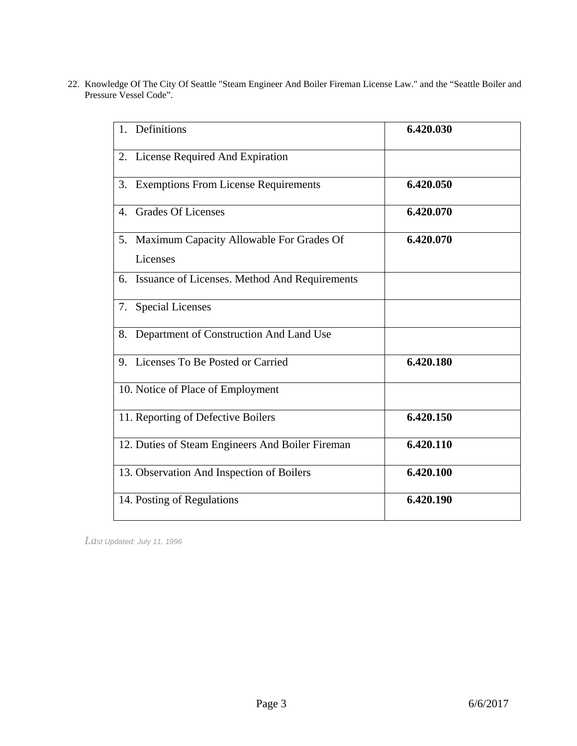22. Knowledge Of The City Of Seattle "Steam Engineer And Boiler Fireman License Law." and the “Seattle Boiler and Pressure Vessel Code”.

| | |
|---|---|
| 1. Definitions | **6.420.030** |
| 2. License Required And Expiration | |
| 3. Exemptions From License Requirements | **6.420.050** |
| 4. Grades Of Licenses | **6.420.070** |
| 5. Maximum Capacity Allowable For Grades Of Licenses | **6.420.070** |
| 6. Issuance of Licenses. Method And Requirements | |
| 7. Special Licenses | |
| 8. Department of Construction And Land Use | |
| 9. Licenses To Be Posted or Carried | **6.420.180** |
| 10. Notice of Place of Employment | |
| 11. Reporting of Defective Boilers | **6.420.150** |
| 12. Duties of Steam Engineers And Boiler Fireman | **6.420.110** |
| 13. Observation And Inspection of Boilers | **6.420.100** |
| 14. Posting of Regulations | **6.420.190** |

*Last Updated: July 11, 1996*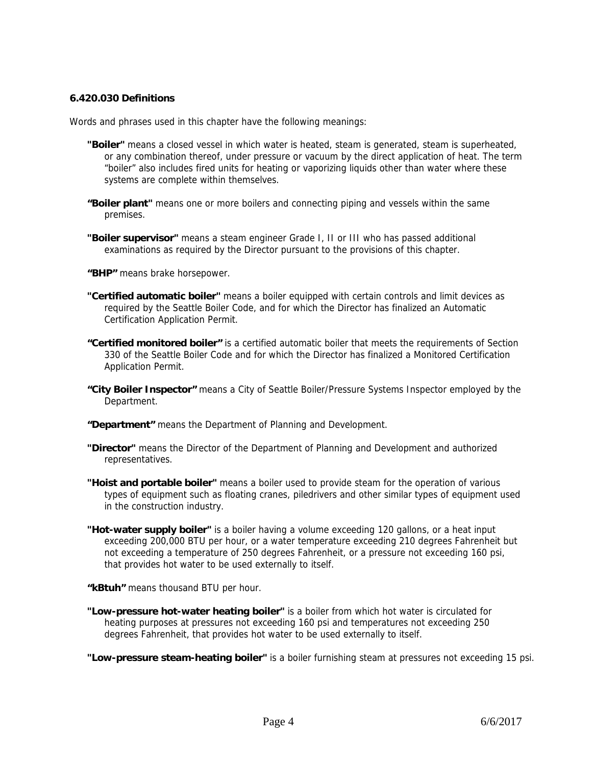**6.420.030 Definitions**

Words and phrases used in this chapter have the following meanings:

**"Boiler"** means a closed vessel in which water is heated, steam is generated, steam is superheated, or any combination thereof, under pressure or vacuum by the direct application of heat. The term “boiler” also includes fired units for heating or vaporizing liquids other than water where these systems are complete within themselves.

**“Boiler plant"** means one or more boilers and connecting piping and vessels within the same premises.

**"Boiler supervisor"** means a steam engineer Grade I, II or III who has passed additional examinations as required by the Director pursuant to the provisions of this chapter.

**“BHP”** means brake horsepower.

**"Certified automatic boiler"** means a boiler equipped with certain controls and limit devices as required by the Seattle Boiler Code, and for which the Director has finalized an Automatic Certification Application Permit.

**“Certified monitored boiler”** is a certified automatic boiler that meets the requirements of Section 330 of the Seattle Boiler Code and for which the Director has finalized a Monitored Certification Application Permit.

**“City Boiler Inspector”** means a City of Seattle Boiler/Pressure Systems Inspector employed by the Department.

**“Department”** means the Department of Planning and Development.

**"Director"** means the Director of the Department of Planning and Development and authorized representatives.

**"Hoist and portable boiler"** means a boiler used to provide steam for the operation of various types of equipment such as floating cranes, piledrivers and other similar types of equipment used in the construction industry.

**"Hot-water supply boiler"** is a boiler having a volume exceeding 120 gallons, or a heat input exceeding 200,000 BTU per hour, or a water temperature exceeding 210 degrees Fahrenheit but not exceeding a temperature of 250 degrees Fahrenheit, or a pressure not exceeding 160 psi, that provides hot water to be used externally to itself.

**“kBtuh”** means thousand BTU per hour.

**"Low-pressure hot-water heating boiler"** is a boiler from which hot water is circulated for heating purposes at pressures not exceeding 160 psi and temperatures not exceeding 250 degrees Fahrenheit, that provides hot water to be used externally to itself.

**"Low-pressure steam-heating boiler"** is a boiler furnishing steam at pressures not exceeding 15 psi.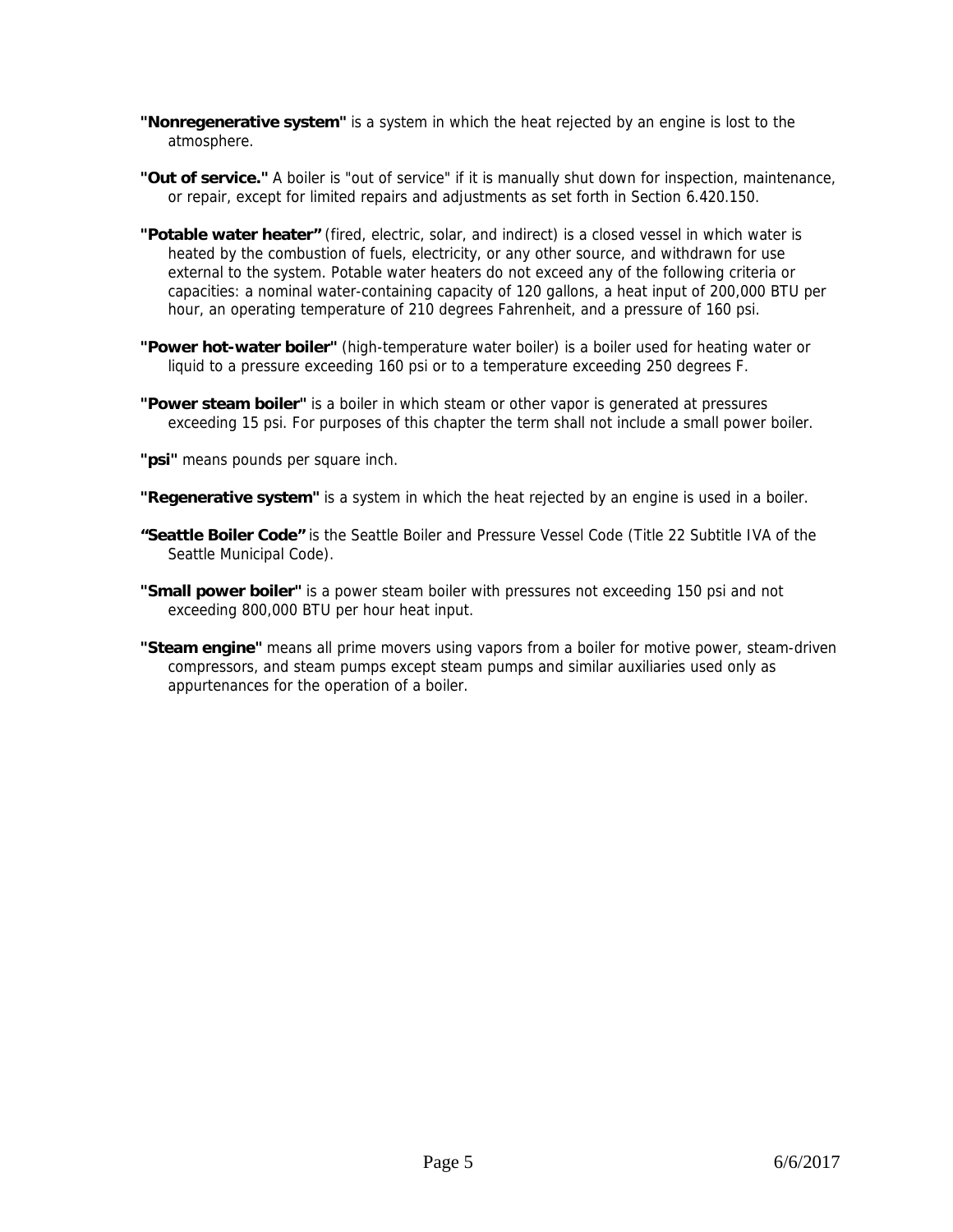**"Nonregenerative system"** is a system in which the heat rejected by an engine is lost to the atmosphere.

**"Out of service."** A boiler is "out of service" if it is manually shut down for inspection, maintenance, or repair, except for limited repairs and adjustments as set forth in Section 6.420.150.

**"Potable water heater"** (fired, electric, solar, and indirect) is a closed vessel in which water is heated by the combustion of fuels, electricity, or any other source, and withdrawn for use external to the system. Potable water heaters do not exceed any of the following criteria or capacities: a nominal water-containing capacity of 120 gallons, a heat input of 200,000 BTU per hour, an operating temperature of 210 degrees Fahrenheit, and a pressure of 160 psi.

**"Power hot-water boiler"** (high-temperature water boiler) is a boiler used for heating water or liquid to a pressure exceeding 160 psi or to a temperature exceeding 250 degrees F.

**"Power steam boiler"** is a boiler in which steam or other vapor is generated at pressures exceeding 15 psi. For purposes of this chapter the term shall not include a small power boiler.

**"psi"** means pounds per square inch.

**"Regenerative system"** is a system in which the heat rejected by an engine is used in a boiler.

***"Seattle Boiler Code"*** is the Seattle Boiler and Pressure Vessel Code (Title 22 Subtitle IVA of the Seattle Municipal Code).

**"Small power boiler"** is a power steam boiler with pressures not exceeding 150 psi and not exceeding 800,000 BTU per hour heat input.

**"Steam engine"** means all prime movers using vapors from a boiler for motive power, steam-driven compressors, and steam pumps except steam pumps and similar auxiliaries used only as appurtenances for the operation of a boiler.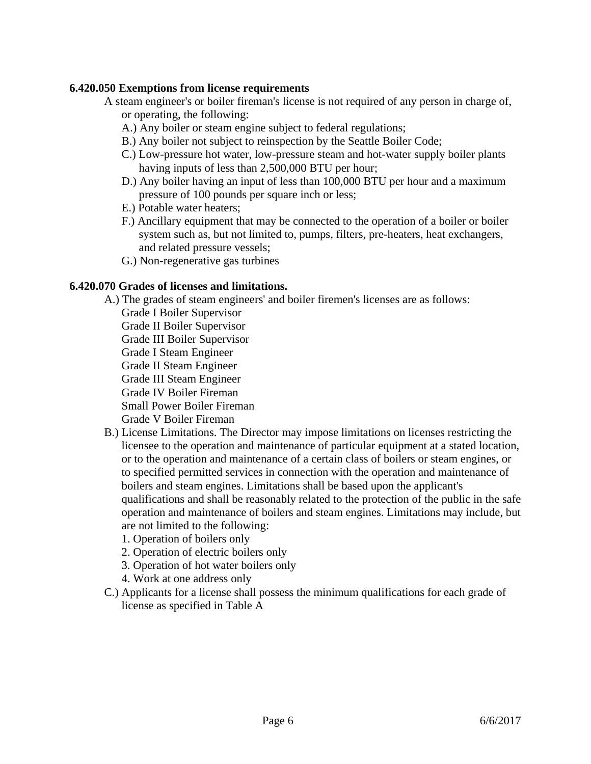**6.420.050 Exemptions from license requirements**

A steam engineer's or boiler fireman's license is not required of any person in charge of, or operating, the following:

A.) Any boiler or steam engine subject to federal regulations;

B.) Any boiler not subject to reinspection by the Seattle Boiler Code;

C.) Low-pressure hot water, low-pressure steam and hot-water supply boiler plants having inputs of less than 2,500,000 BTU per hour;

D.) Any boiler having an input of less than 100,000 BTU per hour and a maximum pressure of 100 pounds per square inch or less;

E.) Potable water heaters;

F.) Ancillary equipment that may be connected to the operation of a boiler or boiler system such as, but not limited to, pumps, filters, pre-heaters, heat exchangers, and related pressure vessels;

G.) Non-regenerative gas turbines

**6.420.070 Grades of licenses and limitations.**

A.) The grades of steam engineers' and boiler firemen's licenses are as follows:

Grade I Boiler Supervisor
Grade II Boiler Supervisor
Grade III Boiler Supervisor
Grade I Steam Engineer
Grade II Steam Engineer
Grade III Steam Engineer
Grade IV Boiler Fireman
Small Power Boiler Fireman
Grade V Boiler Fireman

B.) License Limitations. The Director may impose limitations on licenses restricting the licensee to the operation and maintenance of particular equipment at a stated location, or to the operation and maintenance of a certain class of boilers or steam engines, or to specified permitted services in connection with the operation and maintenance of boilers and steam engines. Limitations shall be based upon the applicant's qualifications and shall be reasonably related to the protection of the public in the safe operation and maintenance of boilers and steam engines. Limitations may include, but are not limited to the following:

1. Operation of boilers only
2. Operation of electric boilers only
3. Operation of hot water boilers only
4. Work at one address only

C.) Applicants for a license shall possess the minimum qualifications for each grade of license as specified in Table A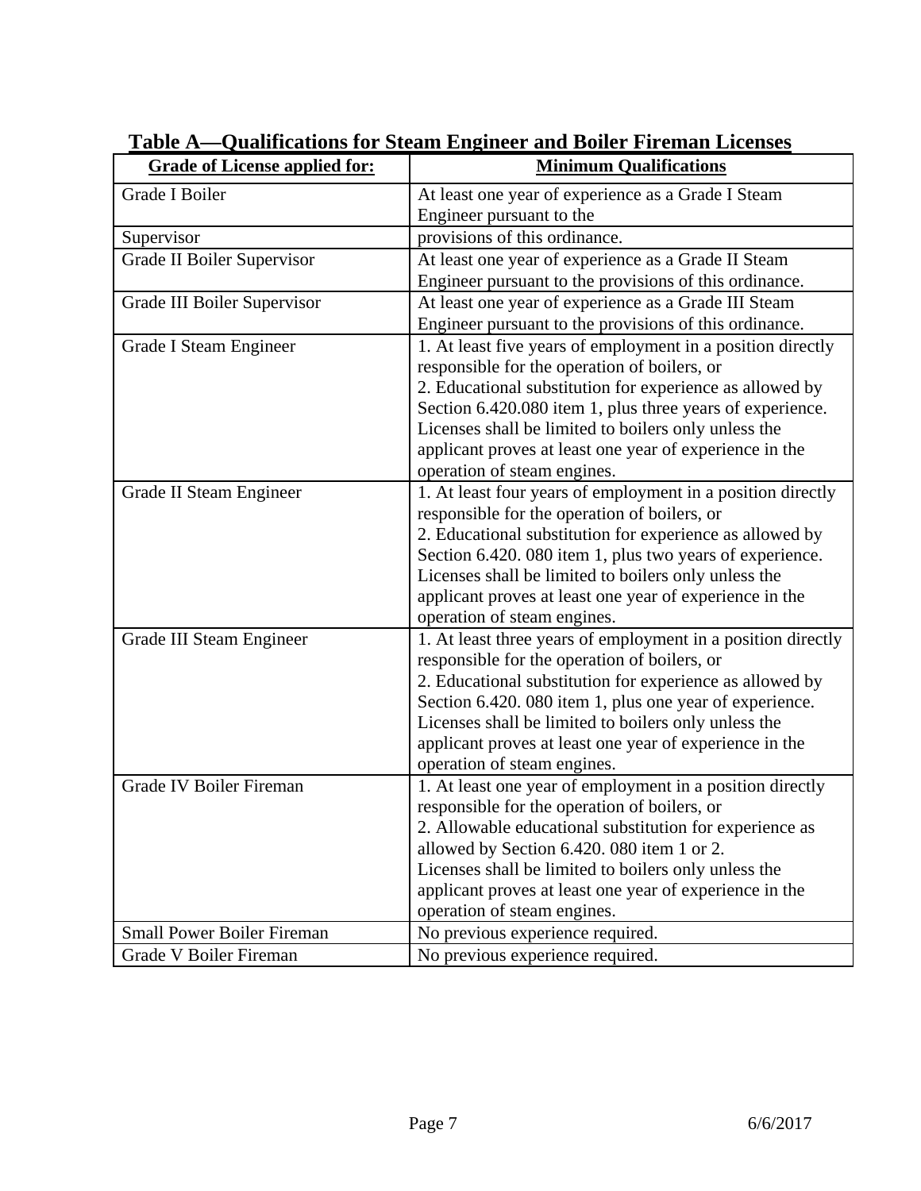**Table A—Qualifications for Steam Engineer and Boiler Fireman Licenses**

| Grade of License applied for: | Minimum Qualifications |
|---|---|
| Grade I Boiler | At least one year of experience as a Grade I Steam Engineer pursuant to the |
| Supervisor | provisions of this ordinance. |
| Grade II Boiler Supervisor | At least one year of experience as a Grade II Steam Engineer pursuant to the provisions of this ordinance. |
| Grade III Boiler Supervisor | At least one year of experience as a Grade III Steam Engineer pursuant to the provisions of this ordinance. |
| Grade I Steam Engineer | 1. At least five years of employment in a position directly responsible for the operation of boilers, or<br>2. Educational substitution for experience as allowed by Section 6.420.080 item 1, plus three years of experience.<br>Licenses shall be limited to boilers only unless the applicant proves at least one year of experience in the operation of steam engines. |
| Grade II Steam Engineer | 1. At least four years of employment in a position directly responsible for the operation of boilers, or<br>2. Educational substitution for experience as allowed by Section 6.420. 080 item 1, plus two years of experience.<br>Licenses shall be limited to boilers only unless the applicant proves at least one year of experience in the operation of steam engines. |
| Grade III Steam Engineer | 1. At least three years of employment in a position directly responsible for the operation of boilers, or<br>2. Educational substitution for experience as allowed by Section 6.420. 080 item 1, plus one year of experience.<br>Licenses shall be limited to boilers only unless the applicant proves at least one year of experience in the operation of steam engines. |
| Grade IV Boiler Fireman | 1. At least one year of employment in a position directly responsible for the operation of boilers, or<br>2. Allowable educational substitution for experience as allowed by Section 6.420. 080 item 1 or 2.<br>Licenses shall be limited to boilers only unless the applicant proves at least one year of experience in the operation of steam engines. |
| Small Power Boiler Fireman | No previous experience required. |
| Grade V Boiler Fireman | No previous experience required. |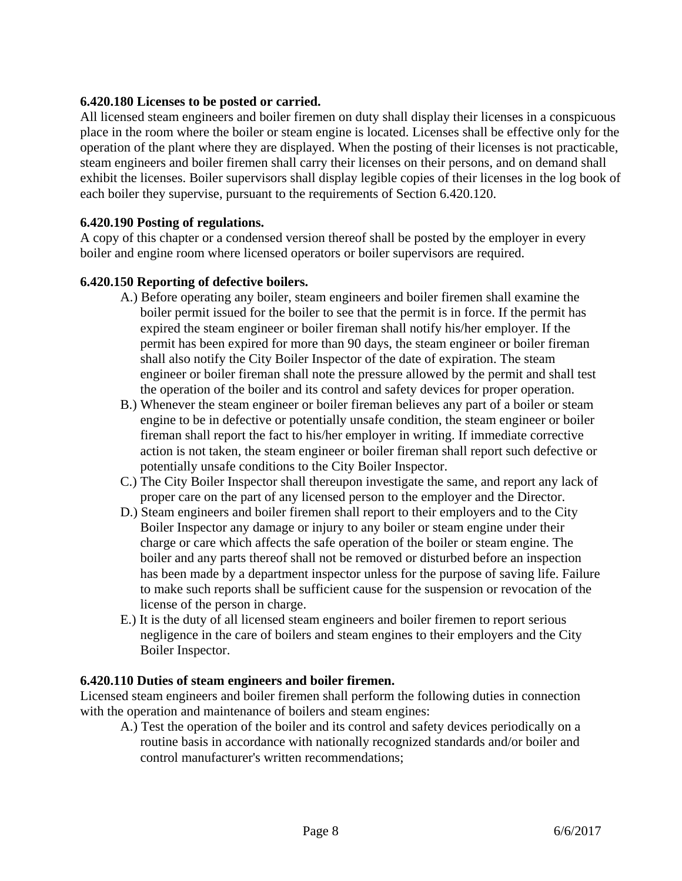**6.420.180 Licenses to be posted or carried.**

All licensed steam engineers and boiler firemen on duty shall display their licenses in a conspicuous place in the room where the boiler or steam engine is located. Licenses shall be effective only for the operation of the plant where they are displayed. When the posting of their licenses is not practicable, steam engineers and boiler firemen shall carry their licenses on their persons, and on demand shall exhibit the licenses. Boiler supervisors shall display legible copies of their licenses in the log book of each boiler they supervise, pursuant to the requirements of Section 6.420.120.

**6.420.190 Posting of regulations.**

A copy of this chapter or a condensed version thereof shall be posted by the employer in every boiler and engine room where licensed operators or boiler supervisors are required.

**6.420.150 Reporting of defective boilers.**

A.) Before operating any boiler, steam engineers and boiler firemen shall examine the boiler permit issued for the boiler to see that the permit is in force. If the permit has expired the steam engineer or boiler fireman shall notify his/her employer. If the permit has been expired for more than 90 days, the steam engineer or boiler fireman shall also notify the City Boiler Inspector of the date of expiration. The steam engineer or boiler fireman shall note the pressure allowed by the permit and shall test the operation of the boiler and its control and safety devices for proper operation.

B.) Whenever the steam engineer or boiler fireman believes any part of a boiler or steam engine to be in defective or potentially unsafe condition, the steam engineer or boiler fireman shall report the fact to his/her employer in writing. If immediate corrective action is not taken, the steam engineer or boiler fireman shall report such defective or potentially unsafe conditions to the City Boiler Inspector.

C.) The City Boiler Inspector shall thereupon investigate the same, and report any lack of proper care on the part of any licensed person to the employer and the Director.

D.) Steam engineers and boiler firemen shall report to their employers and to the City Boiler Inspector any damage or injury to any boiler or steam engine under their charge or care which affects the safe operation of the boiler or steam engine. The boiler and any parts thereof shall not be removed or disturbed before an inspection has been made by a department inspector unless for the purpose of saving life. Failure to make such reports shall be sufficient cause for the suspension or revocation of the license of the person in charge.

E.) It is the duty of all licensed steam engineers and boiler firemen to report serious negligence in the care of boilers and steam engines to their employers and the City Boiler Inspector.

**6.420.110 Duties of steam engineers and boiler firemen.**

Licensed steam engineers and boiler firemen shall perform the following duties in connection with the operation and maintenance of boilers and steam engines:

A.) Test the operation of the boiler and its control and safety devices periodically on a routine basis in accordance with nationally recognized standards and/or boiler and control manufacturer's written recommendations;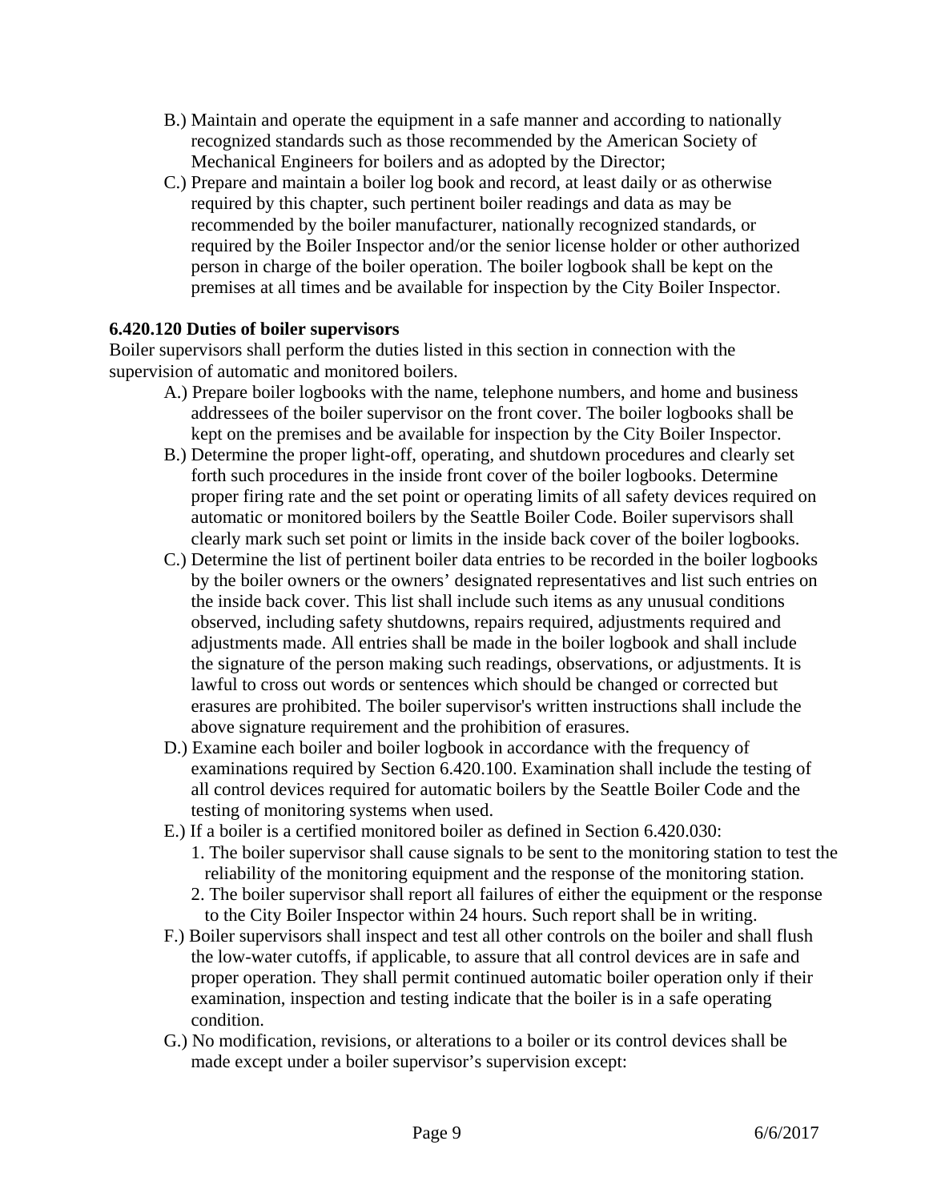B.) Maintain and operate the equipment in a safe manner and according to nationally recognized standards such as those recommended by the American Society of Mechanical Engineers for boilers and as adopted by the Director;

C.) Prepare and maintain a boiler log book and record, at least daily or as otherwise required by this chapter, such pertinent boiler readings and data as may be recommended by the boiler manufacturer, nationally recognized standards, or required by the Boiler Inspector and/or the senior license holder or other authorized person in charge of the boiler operation. The boiler logbook shall be kept on the premises at all times and be available for inspection by the City Boiler Inspector.

**6.420.120 Duties of boiler supervisors**

Boiler supervisors shall perform the duties listed in this section in connection with the supervision of automatic and monitored boilers.

A.) Prepare boiler logbooks with the name, telephone numbers, and home and business addressees of the boiler supervisor on the front cover. The boiler logbooks shall be kept on the premises and be available for inspection by the City Boiler Inspector.

B.) Determine the proper light-off, operating, and shutdown procedures and clearly set forth such procedures in the inside front cover of the boiler logbooks. Determine proper firing rate and the set point or operating limits of all safety devices required on automatic or monitored boilers by the Seattle Boiler Code. Boiler supervisors shall clearly mark such set point or limits in the inside back cover of the boiler logbooks.

C.) Determine the list of pertinent boiler data entries to be recorded in the boiler logbooks by the boiler owners or the owners' designated representatives and list such entries on the inside back cover. This list shall include such items as any unusual conditions observed, including safety shutdowns, repairs required, adjustments required and adjustments made. All entries shall be made in the boiler logbook and shall include the signature of the person making such readings, observations, or adjustments. It is lawful to cross out words or sentences which should be changed or corrected but erasures are prohibited. The boiler supervisor's written instructions shall include the above signature requirement and the prohibition of erasures.

D.) Examine each boiler and boiler logbook in accordance with the frequency of examinations required by Section 6.420.100. Examination shall include the testing of all control devices required for automatic boilers by the Seattle Boiler Code and the testing of monitoring systems when used.

E.) If a boiler is a certified monitored boiler as defined in Section 6.420.030:

1. The boiler supervisor shall cause signals to be sent to the monitoring station to test the reliability of the monitoring equipment and the response of the monitoring station.
2. The boiler supervisor shall report all failures of either the equipment or the response to the City Boiler Inspector within 24 hours. Such report shall be in writing.

F.) Boiler supervisors shall inspect and test all other controls on the boiler and shall flush the low-water cutoffs, if applicable, to assure that all control devices are in safe and proper operation. They shall permit continued automatic boiler operation only if their examination, inspection and testing indicate that the boiler is in a safe operating condition.

G.) No modification, revisions, or alterations to a boiler or its control devices shall be made except under a boiler supervisor's supervision except: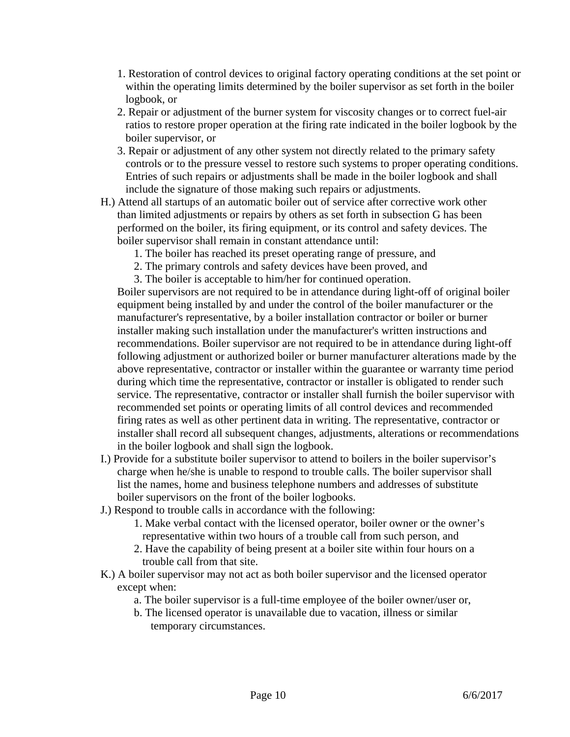1. Restoration of control devices to original factory operating conditions at the set point or within the operating limits determined by the boiler supervisor as set forth in the boiler logbook, or
2. Repair or adjustment of the burner system for viscosity changes or to correct fuel-air ratios to restore proper operation at the firing rate indicated in the boiler logbook by the boiler supervisor, or
3. Repair or adjustment of any other system not directly related to the primary safety controls or to the pressure vessel to restore such systems to proper operating conditions. Entries of such repairs or adjustments shall be made in the boiler logbook and shall include the signature of those making such repairs or adjustments.

H.) Attend all startups of an automatic boiler out of service after corrective work other than limited adjustments or repairs by others as set forth in subsection G has been performed on the boiler, its firing equipment, or its control and safety devices. The boiler supervisor shall remain in constant attendance until:

1. The boiler has reached its preset operating range of pressure, and
2. The primary controls and safety devices have been proved, and
3. The boiler is acceptable to him/her for continued operation.

Boiler supervisors are not required to be in attendance during light-off of original boiler equipment being installed by and under the control of the boiler manufacturer or the manufacturer's representative, by a boiler installation contractor or boiler or burner installer making such installation under the manufacturer's written instructions and recommendations. Boiler supervisor are not required to be in attendance during light-off following adjustment or authorized boiler or burner manufacturer alterations made by the above representative, contractor or installer within the guarantee or warranty time period during which time the representative, contractor or installer is obligated to render such service. The representative, contractor or installer shall furnish the boiler supervisor with recommended set points or operating limits of all control devices and recommended firing rates as well as other pertinent data in writing. The representative, contractor or installer shall record all subsequent changes, adjustments, alterations or recommendations in the boiler logbook and shall sign the logbook.

I.) Provide for a substitute boiler supervisor to attend to boilers in the boiler supervisor's charge when he/she is unable to respond to trouble calls. The boiler supervisor shall list the names, home and business telephone numbers and addresses of substitute boiler supervisors on the front of the boiler logbooks.

J.) Respond to trouble calls in accordance with the following:

1. Make verbal contact with the licensed operator, boiler owner or the owner's representative within two hours of a trouble call from such person, and
2. Have the capability of being present at a boiler site within four hours on a trouble call from that site.

K.) A boiler supervisor may not act as both boiler supervisor and the licensed operator except when:

a. The boiler supervisor is a full-time employee of the boiler owner/user or,

b. The licensed operator is unavailable due to vacation, illness or similar temporary circumstances.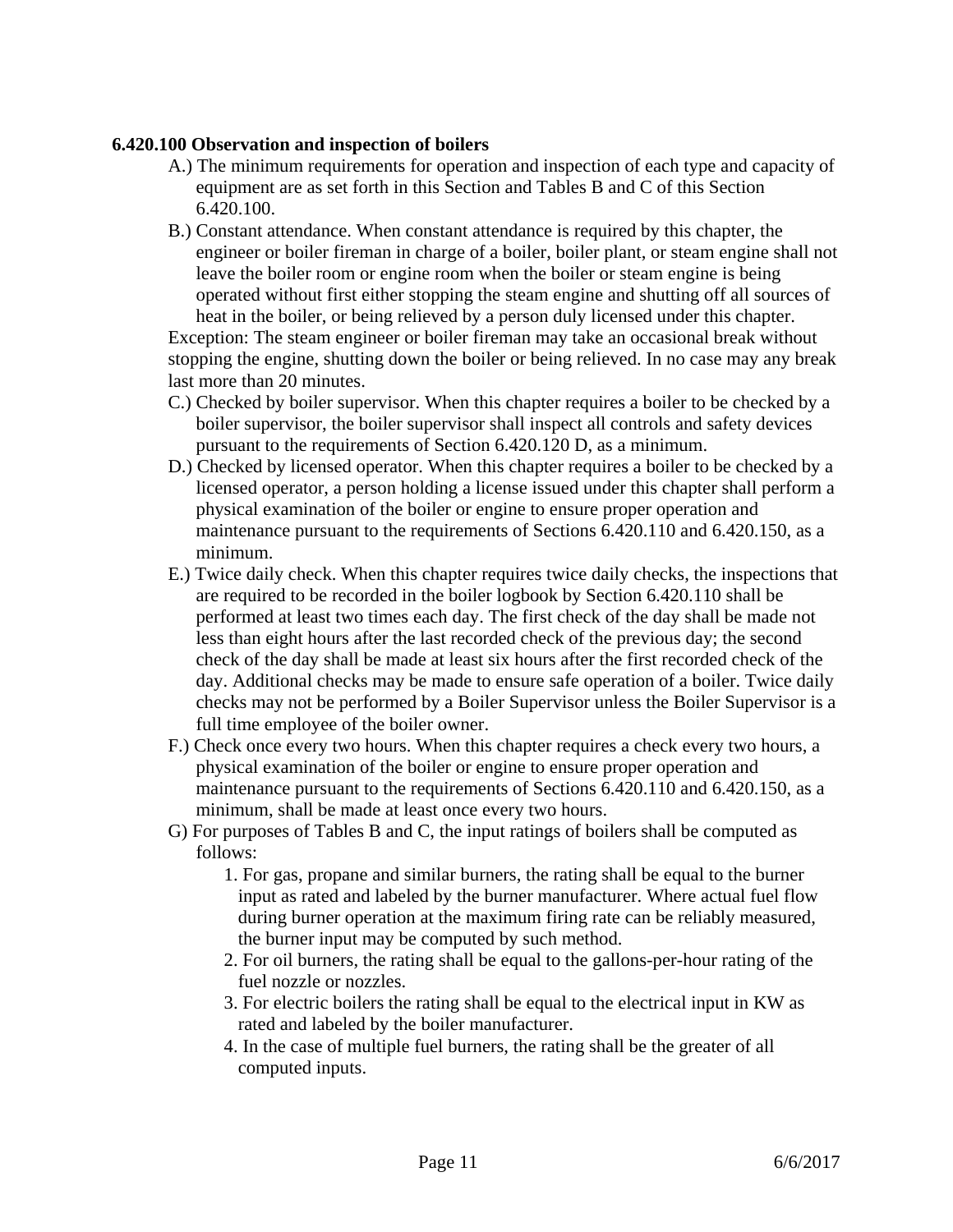**6.420.100 Observation and inspection of boilers**

A.) The minimum requirements for operation and inspection of each type and capacity of equipment are as set forth in this Section and Tables B and C of this Section 6.420.100.

B.) Constant attendance. When constant attendance is required by this chapter, the engineer or boiler fireman in charge of a boiler, boiler plant, or steam engine shall not leave the boiler room or engine room when the boiler or steam engine is being operated without first either stopping the steam engine and shutting off all sources of heat in the boiler, or being relieved by a person duly licensed under this chapter.

Exception: The steam engineer or boiler fireman may take an occasional break without stopping the engine, shutting down the boiler or being relieved. In no case may any break last more than 20 minutes.

C.) Checked by boiler supervisor. When this chapter requires a boiler to be checked by a boiler supervisor, the boiler supervisor shall inspect all controls and safety devices pursuant to the requirements of Section 6.420.120 D, as a minimum.

D.) Checked by licensed operator. When this chapter requires a boiler to be checked by a licensed operator, a person holding a license issued under this chapter shall perform a physical examination of the boiler or engine to ensure proper operation and maintenance pursuant to the requirements of Sections 6.420.110 and 6.420.150, as a minimum.

E.) Twice daily check. When this chapter requires twice daily checks, the inspections that are required to be recorded in the boiler logbook by Section 6.420.110 shall be performed at least two times each day. The first check of the day shall be made not less than eight hours after the last recorded check of the previous day; the second check of the day shall be made at least six hours after the first recorded check of the day. Additional checks may be made to ensure safe operation of a boiler. Twice daily checks may not be performed by a Boiler Supervisor unless the Boiler Supervisor is a full time employee of the boiler owner.

F.) Check once every two hours. When this chapter requires a check every two hours, a physical examination of the boiler or engine to ensure proper operation and maintenance pursuant to the requirements of Sections 6.420.110 and 6.420.150, as a minimum, shall be made at least once every two hours.

G) For purposes of Tables B and C, the input ratings of boilers shall be computed as follows:

1. For gas, propane and similar burners, the rating shall be equal to the burner input as rated and labeled by the burner manufacturer. Where actual fuel flow during burner operation at the maximum firing rate can be reliably measured, the burner input may be computed by such method.
2. For oil burners, the rating shall be equal to the gallons-per-hour rating of the fuel nozzle or nozzles.
3. For electric boilers the rating shall be equal to the electrical input in KW as rated and labeled by the boiler manufacturer.
4. In the case of multiple fuel burners, the rating shall be the greater of all computed inputs.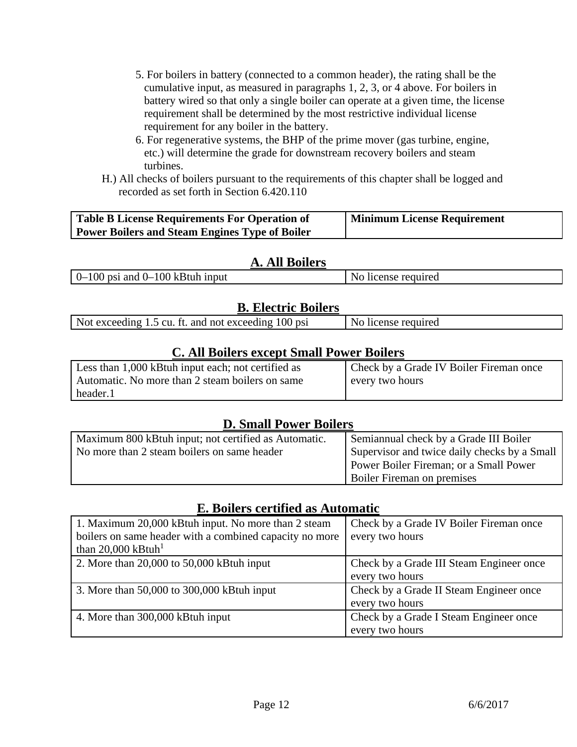5. For boilers in battery (connected to a common header), the rating shall be the cumulative input, as measured in paragraphs 1, 2, 3, or 4 above. For boilers in battery wired so that only a single boiler can operate at a given time, the license requirement shall be determined by the most restrictive individual license requirement for any boiler in the battery.
6. For regenerative systems, the BHP of the prime mover (gas turbine, engine, etc.) will determine the grade for downstream recovery boilers and steam turbines.

H.) All checks of boilers pursuant to the requirements of this chapter shall be logged and recorded as set forth in Section 6.420.110

| **Table B License Requirements For Operation of Power Boilers and Steam Engines Type of Boiler** | **Minimum License Requirement** |
|---|---|

## A. All Boilers

| | |
|---|---|
| 0–100 psi and 0–100 kBtuh input | No license required |

## B. Electric Boilers

| | |
|---|---|
| Not exceeding 1.5 cu. ft. and not exceeding 100 psi | No license required |

## C. All Boilers except Small Power Boilers

| | |
|---|---|
| Less than 1,000 kBtuh input each; not certified as Automatic. No more than 2 steam boilers on same header.1 | Check by a Grade IV Boiler Fireman once every two hours |

## D. Small Power Boilers

| | |
|---|---|
| Maximum 800 kBtuh input; not certified as Automatic. No more than 2 steam boilers on same header | Semiannual check by a Grade III Boiler Supervisor and twice daily checks by a Small Power Boiler Fireman; or a Small Power Boiler Fireman on premises |

## E. Boilers certified as Automatic

| | |
|---|---|
| 1. Maximum 20,000 kBtuh input. No more than 2 steam boilers on same header with a combined capacity no more than 20,000 kBtuh[1] | Check by a Grade IV Boiler Fireman once every two hours |
| 2. More than 20,000 to 50,000 kBtuh input | Check by a Grade III Steam Engineer once every two hours |
| 3. More than 50,000 to 300,000 kBtuh input | Check by a Grade II Steam Engineer once every two hours |
| 4. More than 300,000 kBtuh input | Check by a Grade I Steam Engineer once every two hours |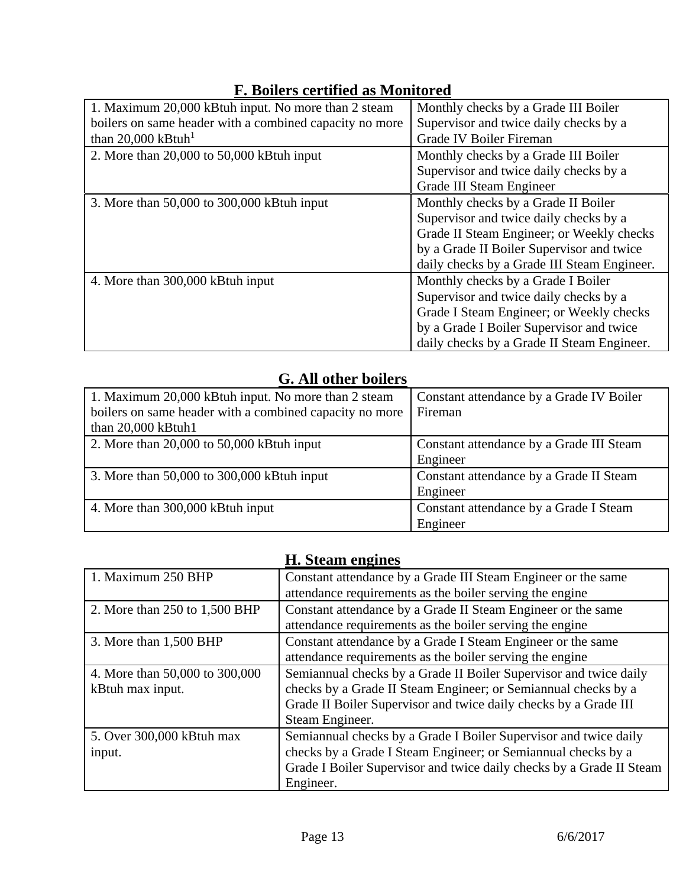## F. Boilers certified as Monitored

| | |
|---|---|
| 1. Maximum 20,000 kBtuh input. No more than 2 steam boilers on same header with a combined capacity no more than 20,000 kBtuh[1] | Monthly checks by a Grade III Boiler Supervisor and twice daily checks by a Grade IV Boiler Fireman |
| 2. More than 20,000 to 50,000 kBtuh input | Monthly checks by a Grade III Boiler Supervisor and twice daily checks by a Grade III Steam Engineer |
| 3. More than 50,000 to 300,000 kBtuh input | Monthly checks by a Grade II Boiler Supervisor and twice daily checks by a Grade II Steam Engineer; or Weekly checks by a Grade II Boiler Supervisor and twice daily checks by a Grade III Steam Engineer. |
| 4. More than 300,000 kBtuh input | Monthly checks by a Grade I Boiler Supervisor and twice daily checks by a Grade I Steam Engineer; or Weekly checks by a Grade I Boiler Supervisor and twice daily checks by a Grade II Steam Engineer. |

## G. All other boilers

| | |
|---|---|
| 1. Maximum 20,000 kBtuh input. No more than 2 steam boilers on same header with a combined capacity no more than 20,000 kBtuh1 | Constant attendance by a Grade IV Boiler Fireman |
| 2. More than 20,000 to 50,000 kBtuh input | Constant attendance by a Grade III Steam Engineer |
| 3. More than 50,000 to 300,000 kBtuh input | Constant attendance by a Grade II Steam Engineer |
| 4. More than 300,000 kBtuh input | Constant attendance by a Grade I Steam Engineer |

## H. Steam engines

| | |
|---|---|
| 1. Maximum 250 BHP | Constant attendance by a Grade III Steam Engineer or the same attendance requirements as the boiler serving the engine |
| 2. More than 250 to 1,500 BHP | Constant attendance by a Grade II Steam Engineer or the same attendance requirements as the boiler serving the engine |
| 3. More than 1,500 BHP | Constant attendance by a Grade I Steam Engineer or the same attendance requirements as the boiler serving the engine |
| 4. More than 50,000 to 300,000 kBtuh max input. | Semiannual checks by a Grade II Boiler Supervisor and twice daily checks by a Grade II Steam Engineer; or Semiannual checks by a Grade II Boiler Supervisor and twice daily checks by a Grade III Steam Engineer. |
| 5. Over 300,000 kBtuh max input. | Semiannual checks by a Grade I Boiler Supervisor and twice daily checks by a Grade I Steam Engineer; or Semiannual checks by a Grade I Boiler Supervisor and twice daily checks by a Grade II Steam Engineer. |

6/6/2017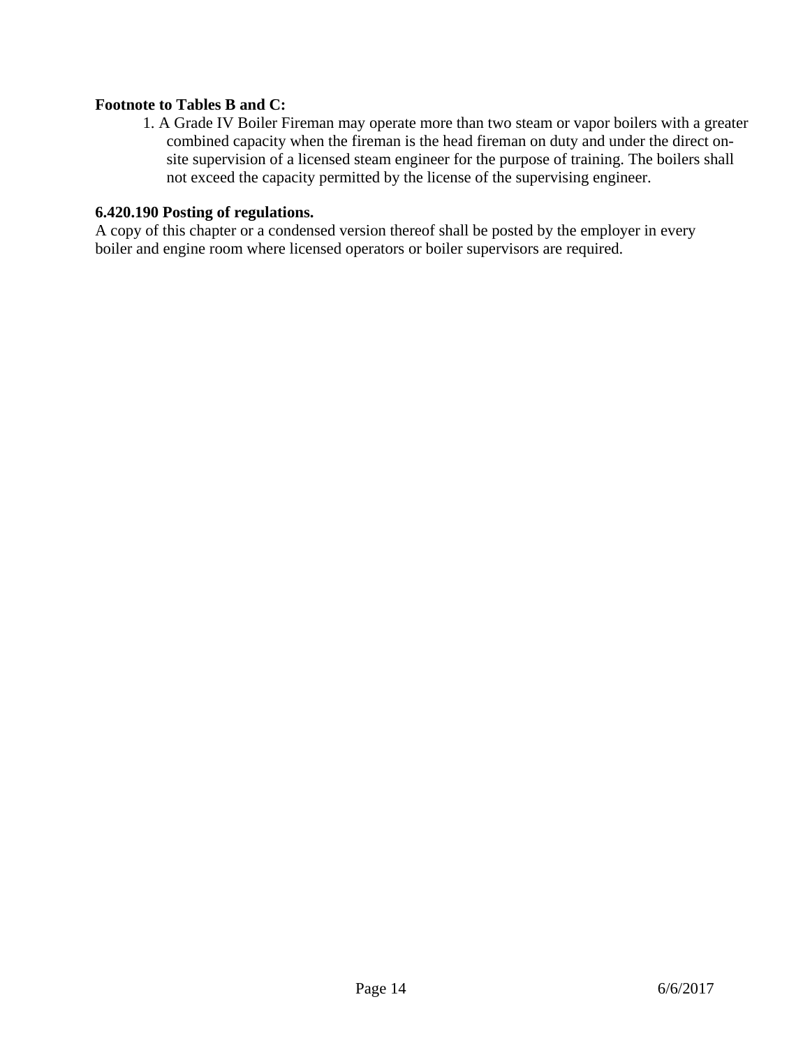**Footnote to Tables B and C:**

1. A Grade IV Boiler Fireman may operate more than two steam or vapor boilers with a greater combined capacity when the fireman is the head fireman on duty and under the direct on-site supervision of a licensed steam engineer for the purpose of training. The boilers shall not exceed the capacity permitted by the license of the supervising engineer.

**6.420.190 Posting of regulations.**

A copy of this chapter or a condensed version thereof shall be posted by the employer in every boiler and engine room where licensed operators or boiler supervisors are required.